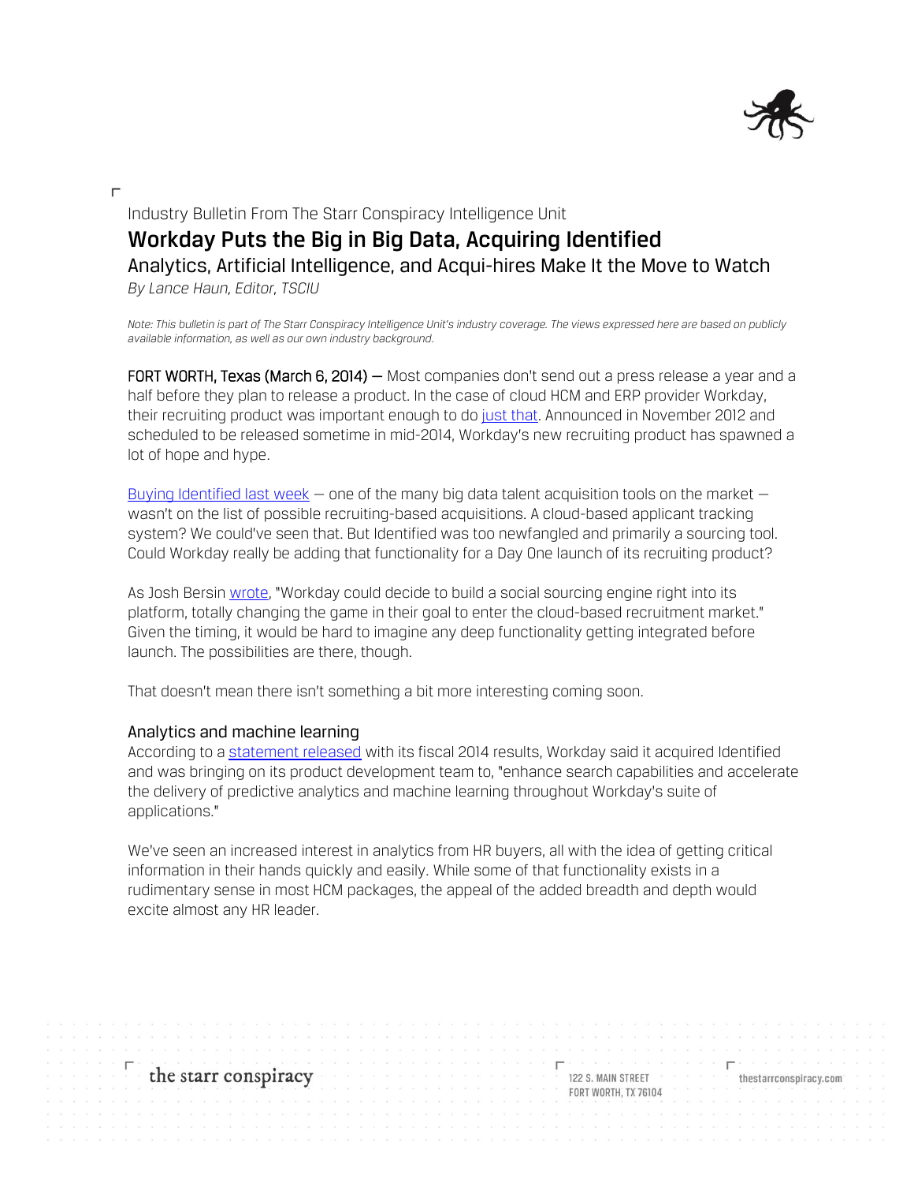Industry Bulletin From The Starr Conspiracy Intelligence Unit

# Workday Puts the Big in Big Data, Acquiring Identified

## Analytics, Artificial Intelligence, and Acqui-hires Make It the Move to Watch

*By Lance Haun, Editor, TSCIU*

*Note: This bulletin is part of The Starr Conspiracy Intelligence Unit's industry coverage. The views expressed here are based on publicly available information, as well as our own industry background.*

**FORT WORTH, Texas (March 6, 2014) —** Most companies don't send out a press release a year and a half before they plan to release a product. In the case of cloud HCM and ERP provider Workday, their recruiting product was important enough to do just that. Announced in November 2012 and scheduled to be released sometime in mid-2014, Workday's new recruiting product has spawned a lot of hope and hype.

Buying Identified last week — one of the many big data talent acquisition tools on the market — wasn't on the list of possible recruiting-based acquisitions. A cloud-based applicant tracking system? We could've seen that. But Identified was too newfangled and primarily a sourcing tool. Could Workday really be adding that functionality for a Day One launch of its recruiting product?

As Josh Bersin wrote, "Workday could decide to build a social sourcing engine right into its platform, totally changing the game in their goal to enter the cloud-based recruitment market." Given the timing, it would be hard to imagine any deep functionality getting integrated before launch. The possibilities are there, though.

That doesn't mean there isn't something a bit more interesting coming soon.

### Analytics and machine learning

According to a statement released with its fiscal 2014 results, Workday said it acquired Identified and was bringing on its product development team to, "enhance search capabilities and accelerate the delivery of predictive analytics and machine learning throughout Workday's suite of applications."

We've seen an increased interest in analytics from HR buyers, all with the idea of getting critical information in their hands quickly and easily. While some of that functionality exists in a rudimentary sense in most HCM packages, the appeal of the added breadth and depth would excite almost any HR leader.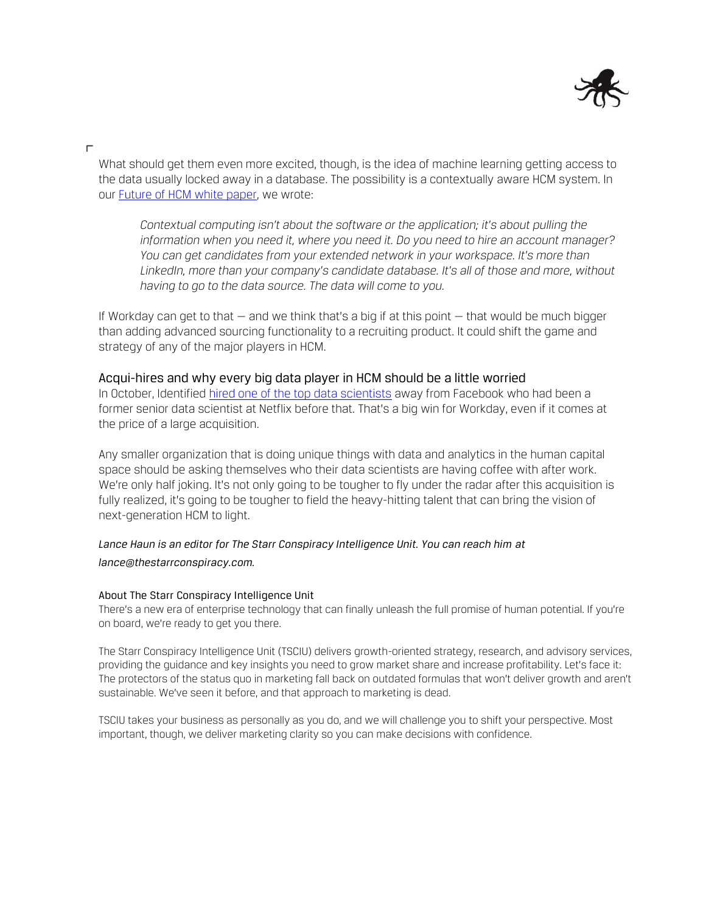What should get them even more excited, though, is the idea of machine learning getting access to the data usually locked away in a database. The possibility is a contextually aware HCM system. In our [Future of HCM white paper](), we wrote:

> *Contextual computing isn't about the software or the application; it's about pulling the information when you need it, where you need it. Do you need to hire an account manager? You can get candidates from your extended network in your workspace. It's more than LinkedIn, more than your company's candidate database. It's all of those and more, without having to go to the data source. The data will come to you.*

If Workday can get to that — and we think that's a big if at this point — that would be much bigger than adding advanced sourcing functionality to a recruiting product. It could shift the game and strategy of any of the major players in HCM.

## Acqui-hires and why every big data player in HCM should be a little worried

In October, Identified [hired one of the top data scientists]() away from Facebook who had been a former senior data scientist at Netflix before that. That's a big win for Workday, even if it comes at the price of a large acquisition.

Any smaller organization that is doing unique things with data and analytics in the human capital space should be asking themselves who their data scientists are having coffee with after work. We're only half joking. It's not only going to be tougher to fly under the radar after this acquisition is fully realized, it's going to be tougher to field the heavy-hitting talent that can bring the vision of next-generation HCM to light.

*Lance Haun is an editor for The Starr Conspiracy Intelligence Unit. You can reach him at lance@thestarrconspiracy.com.*

### About The Starr Conspiracy Intelligence Unit

There's a new era of enterprise technology that can finally unleash the full promise of human potential. If you're on board, we're ready to get you there.

The Starr Conspiracy Intelligence Unit (TSCIU) delivers growth-oriented strategy, research, and advisory services, providing the guidance and key insights you need to grow market share and increase profitability. Let's face it: The protectors of the status quo in marketing fall back on outdated formulas that won't deliver growth and aren't sustainable. We've seen it before, and that approach to marketing is dead.

TSCIU takes your business as personally as you do, and we will challenge you to shift your perspective. Most important, though, we deliver marketing clarity so you can make decisions with confidence.